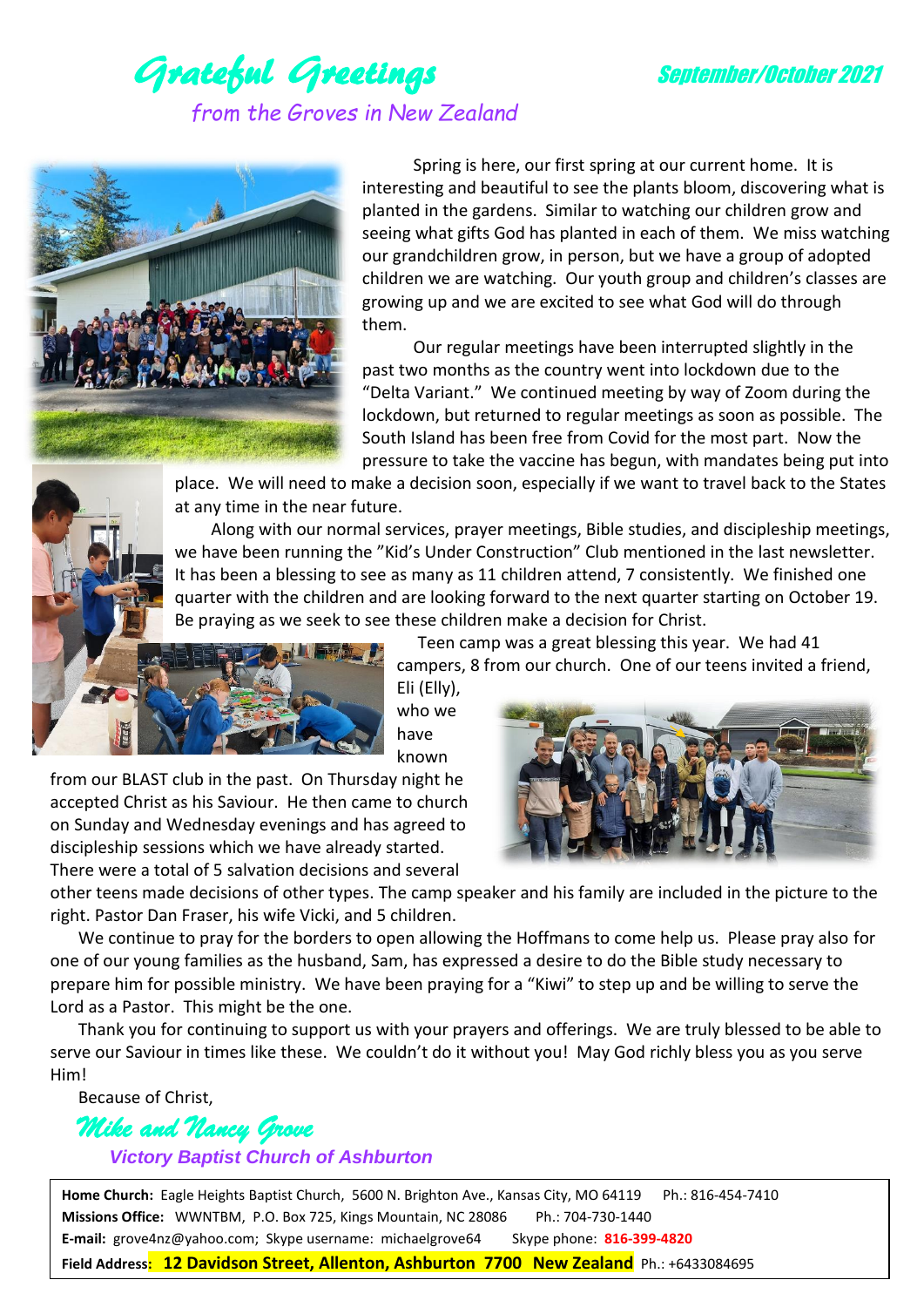# *Grateful Greetings*

***September/October 2021***

*from the Groves in New Zealand*

Spring is here, our first spring at our current home. It is interesting and beautiful to see the plants bloom, discovering what is planted in the gardens. Similar to watching our children grow and seeing what gifts God has planted in each of them. We miss watching our grandchildren grow, in person, but we have a group of adopted children we are watching. Our youth group and children's classes are growing up and we are excited to see what God will do through them.

Our regular meetings have been interrupted slightly in the past two months as the country went into lockdown due to the "Delta Variant." We continued meeting by way of Zoom during the lockdown, but returned to regular meetings as soon as possible. The South Island has been free from Covid for the most part. Now the pressure to take the vaccine has begun, with mandates being put into place. We will need to make a decision soon, especially if we want to travel back to the States at any time in the near future.

Along with our normal services, prayer meetings, Bible studies, and discipleship meetings, we have been running the "Kid's Under Construction" Club mentioned in the last newsletter. It has been a blessing to see as many as 11 children attend, 7 consistently. We finished one quarter with the children and are looking forward to the next quarter starting on October 19. Be praying as we seek to see these children make a decision for Christ.

Teen camp was a great blessing this year. We had 41 campers, 8 from our church. One of our teens invited a friend, Eli (Elly), who we have known from our BLAST club in the past. On Thursday night he accepted Christ as his Saviour. He then came to church on Sunday and Wednesday evenings and has agreed to discipleship sessions which we have already started. There were a total of 5 salvation decisions and several other teens made decisions of other types. The camp speaker and his family are included in the picture to the right. Pastor Dan Fraser, his wife Vicki, and 5 children.

We continue to pray for the borders to open allowing the Hoffmans to come help us. Please pray also for one of our young families as the husband, Sam, has expressed a desire to do the Bible study necessary to prepare him for possible ministry. We have been praying for a "Kiwi" to step up and be willing to serve the Lord as a Pastor. This might be the one.

Thank you for continuing to support us with your prayers and offerings. We are truly blessed to be able to serve our Saviour in times like these. We couldn't do it without you! May God richly bless you as you serve Him!

Because of Christ,

*Mike and Nancy Grove*

***Victory Baptist Church of Ashburton***

**Home Church:** Eagle Heights Baptist Church, 5600 N. Brighton Ave., Kansas City, MO 64119 Ph.: 816-454-7410
**Missions Office:** WWNTBM, P.O. Box 725, Kings Mountain, NC 28086 Ph.: 704-730-1440
**E-mail:** grove4nz@yahoo.com; Skype username: michaelgrove64 Skype phone: **816-399-4820**
**Field Address: 12 Davidson Street, Allenton, Ashburton 7700 New Zealand** Ph.: +6433084695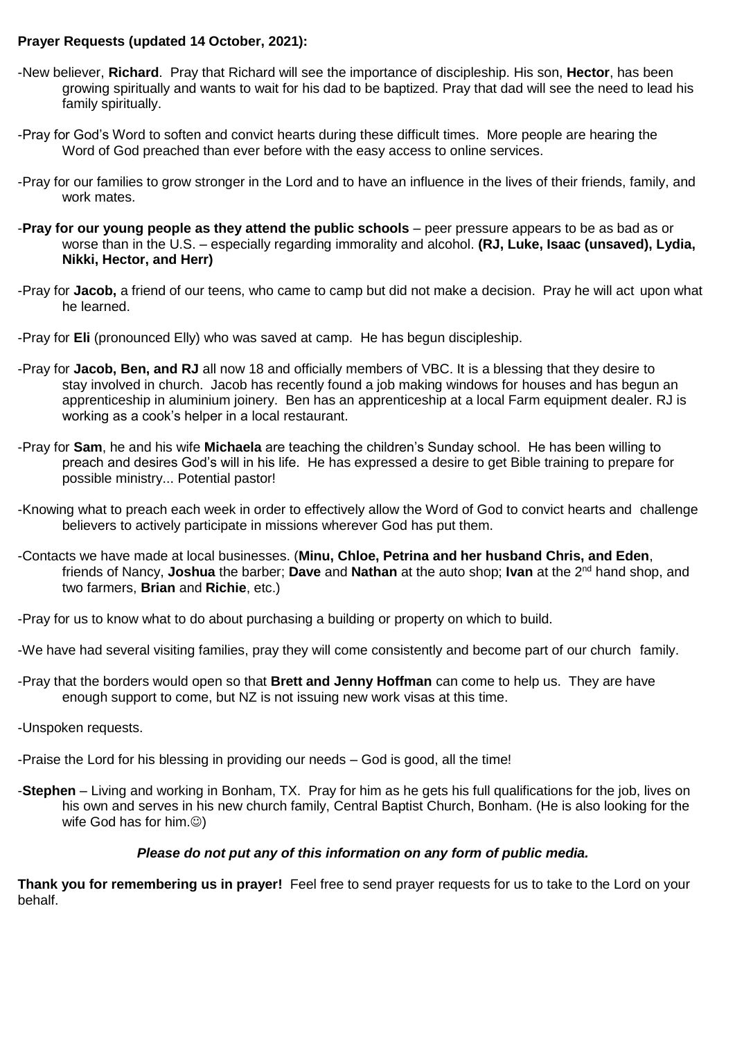**Prayer Requests (updated 14 October, 2021):**

-New believer, **Richard**. Pray that Richard will see the importance of discipleship. His son, **Hector**, has been growing spiritually and wants to wait for his dad to be baptized. Pray that dad will see the need to lead his family spiritually.

-Pray for God's Word to soften and convict hearts during these difficult times. More people are hearing the Word of God preached than ever before with the easy access to online services.

-Pray for our families to grow stronger in the Lord and to have an influence in the lives of their friends, family, and work mates.

-**Pray for our young people as they attend the public schools** – peer pressure appears to be as bad as or worse than in the U.S. – especially regarding immorality and alcohol. **(RJ, Luke, Isaac (unsaved), Lydia, Nikki, Hector, and Herr)**

-Pray for **Jacob,** a friend of our teens, who came to camp but did not make a decision. Pray he will act upon what he learned.

-Pray for **Eli** (pronounced Elly) who was saved at camp. He has begun discipleship.

-Pray for **Jacob, Ben, and RJ** all now 18 and officially members of VBC. It is a blessing that they desire to stay involved in church. Jacob has recently found a job making windows for houses and has begun an apprenticeship in aluminium joinery. Ben has an apprenticeship at a local Farm equipment dealer. RJ is working as a cook's helper in a local restaurant.

-Pray for **Sam**, he and his wife **Michaela** are teaching the children's Sunday school. He has been willing to preach and desires God's will in his life. He has expressed a desire to get Bible training to prepare for possible ministry... Potential pastor!

-Knowing what to preach each week in order to effectively allow the Word of God to convict hearts and challenge believers to actively participate in missions wherever God has put them.

-Contacts we have made at local businesses. (**Minu, Chloe, Petrina and her husband Chris, and Eden**, friends of Nancy, **Joshua** the barber; **Dave** and **Nathan** at the auto shop; **Ivan** at the 2nd hand shop, and two farmers, **Brian** and **Richie**, etc.)

-Pray for us to know what to do about purchasing a building or property on which to build.

-We have had several visiting families, pray they will come consistently and become part of our church family.

-Pray that the borders would open so that **Brett and Jenny Hoffman** can come to help us. They are have enough support to come, but NZ is not issuing new work visas at this time.

-Unspoken requests.

-Praise the Lord for his blessing in providing our needs – God is good, all the time!

-**Stephen** – Living and working in Bonham, TX. Pray for him as he gets his full qualifications for the job, lives on his own and serves in his new church family, Central Baptist Church, Bonham. (He is also looking for the wife God has for him.☺)

***Please do not put any of this information on any form of public media.***

**Thank you for remembering us in prayer!** Feel free to send prayer requests for us to take to the Lord on your behalf.